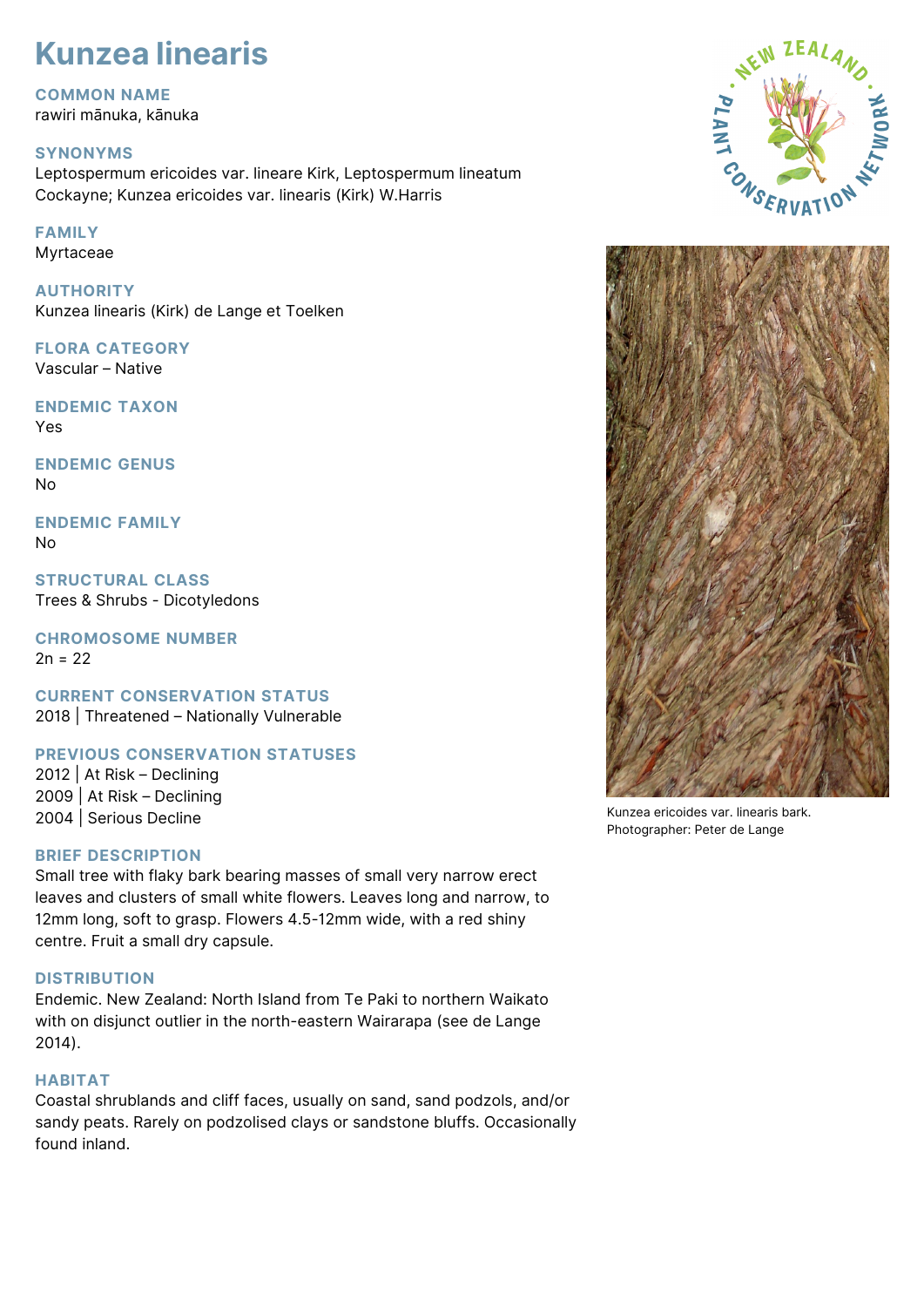# Kunzea linearis

## COMMON NAME

rawiri mānuka, kānuka

## SYNONYMS

Leptospermum ericoides var. lineare Kirk, Leptospermum lineatum Cockayne; Kunzea ericoides var. linearis (Kirk) W.Harris

## FAMILY

Myrtaceae

## AUTHORITY

Kunzea linearis (Kirk) de Lange et Toelken

## FLORA CATEGORY

Vascular – Native

## ENDEMIC TAXON

Yes

## ENDEMIC GENUS

No

## ENDEMIC FAMILY

No

## STRUCTURAL CLASS

Trees & Shrubs - Dicotyledons

## CHROMOSOME NUMBER

2n = 22

## CURRENT CONSERVATION STATUS

2018 | Threatened – Nationally Vulnerable

## PREVIOUS CONSERVATION STATUSES

2012 | At Risk – Declining
2009 | At Risk – Declining
2004 | Serious Decline

## BRIEF DESCRIPTION

Small tree with flaky bark bearing masses of small very narrow erect leaves and clusters of small white flowers. Leaves long and narrow, to 12mm long, soft to grasp. Flowers 4.5-12mm wide, with a red shiny centre. Fruit a small dry capsule.

## DISTRIBUTION

Endemic. New Zealand: North Island from Te Paki to northern Waikato with on disjunct outlier in the north-eastern Wairarapa (see de Lange 2014).

## HABITAT

Coastal shrublands and cliff faces, usually on sand, sand podzols, and/or sandy peats. Rarely on podzolised clays or sandstone bluffs. Occasionally found inland.

Kunzea ericoides var. linearis bark.
Photographer: Peter de Lange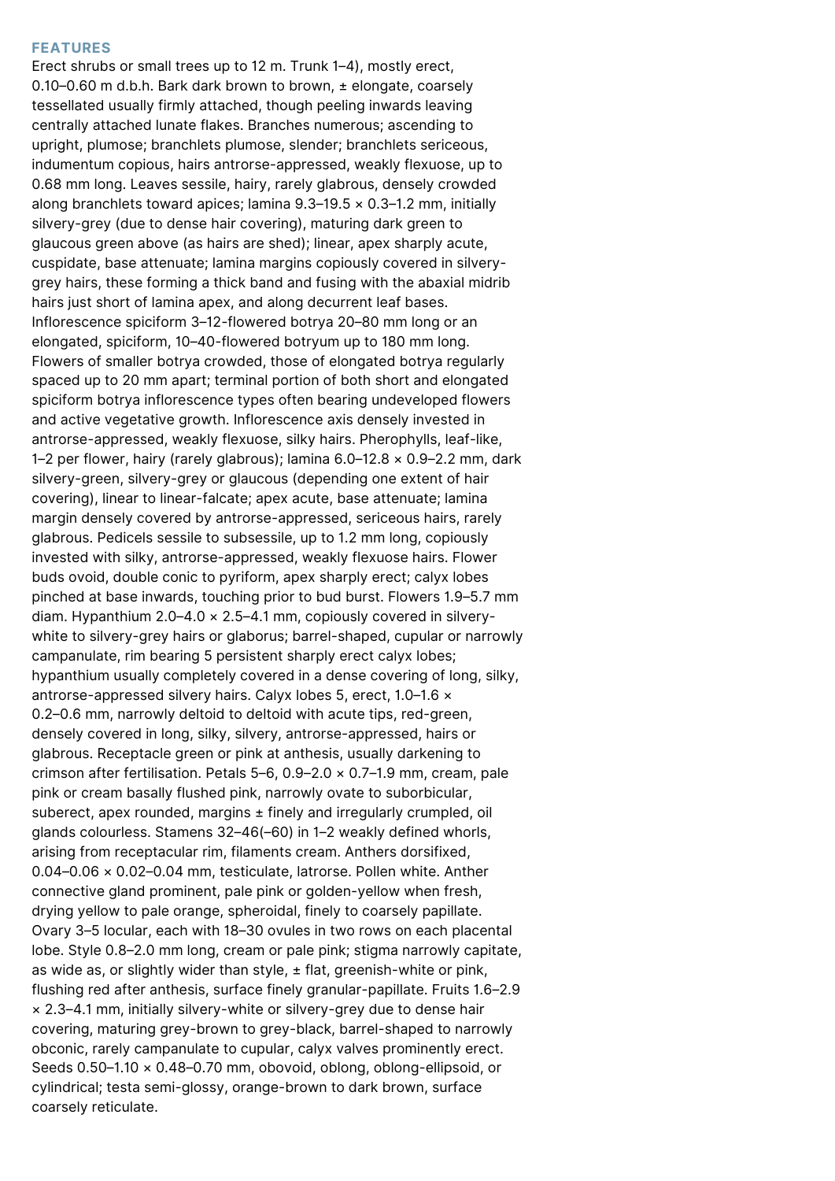## FEATURES

Erect shrubs or small trees up to 12 m. Trunk 1–4), mostly erect, 0.10–0.60 m d.b.h. Bark dark brown to brown, ± elongate, coarsely tessellated usually firmly attached, though peeling inwards leaving centrally attached lunate flakes. Branches numerous; ascending to upright, plumose; branchlets plumose, slender; branchlets sericeous, indumentum copious, hairs antrorse-appressed, weakly flexuose, up to 0.68 mm long. Leaves sessile, hairy, rarely glabrous, densely crowded along branchlets toward apices; lamina 9.3–19.5 × 0.3–1.2 mm, initially silvery-grey (due to dense hair covering), maturing dark green to glaucous green above (as hairs are shed); linear, apex sharply acute, cuspidate, base attenuate; lamina margins copiously covered in silvery-grey hairs, these forming a thick band and fusing with the abaxial midrib hairs just short of lamina apex, and along decurrent leaf bases. Inflorescence spiciform 3–12-flowered botrya 20–80 mm long or an elongated, spiciform, 10–40-flowered botryum up to 180 mm long. Flowers of smaller botrya crowded, those of elongated botrya regularly spaced up to 20 mm apart; terminal portion of both short and elongated spiciform botrya inflorescence types often bearing undeveloped flowers and active vegetative growth. Inflorescence axis densely invested in antrorse-appressed, weakly flexuose, silky hairs. Pherophylls, leaf-like, 1–2 per flower, hairy (rarely glabrous); lamina 6.0–12.8 × 0.9–2.2 mm, dark silvery-green, silvery-grey or glaucous (depending one extent of hair covering), linear to linear-falcate; apex acute, base attenuate; lamina margin densely covered by antrorse-appressed, sericeous hairs, rarely glabrous. Pedicels sessile to subsessile, up to 1.2 mm long, copiously invested with silky, antrorse-appressed, weakly flexuose hairs. Flower buds ovoid, double conic to pyriform, apex sharply erect; calyx lobes pinched at base inwards, touching prior to bud burst. Flowers 1.9–5.7 mm diam. Hypanthium 2.0–4.0 × 2.5–4.1 mm, copiously covered in silvery-white to silvery-grey hairs or glaborus; barrel-shaped, cupular or narrowly campanulate, rim bearing 5 persistent sharply erect calyx lobes; hypanthium usually completely covered in a dense covering of long, silky, antrorse-appressed silvery hairs. Calyx lobes 5, erect, 1.0–1.6 × 0.2–0.6 mm, narrowly deltoid to deltoid with acute tips, red-green, densely covered in long, silky, silvery, antrorse-appressed, hairs or glabrous. Receptacle green or pink at anthesis, usually darkening to crimson after fertilisation. Petals 5–6, 0.9–2.0 × 0.7–1.9 mm, cream, pale pink or cream basally flushed pink, narrowly ovate to suborbicular, suberect, apex rounded, margins ± finely and irregularly crumpled, oil glands colourless. Stamens 32–46(–60) in 1–2 weakly defined whorls, arising from receptacular rim, filaments cream. Anthers dorsifixed, 0.04–0.06 × 0.02–0.04 mm, testiculate, latrorse. Pollen white. Anther connective gland prominent, pale pink or golden-yellow when fresh, drying yellow to pale orange, spheroidal, finely to coarsely papillate. Ovary 3–5 locular, each with 18–30 ovules in two rows on each placental lobe. Style 0.8–2.0 mm long, cream or pale pink; stigma narrowly capitate, as wide as, or slightly wider than style, ± flat, greenish-white or pink, flushing red after anthesis, surface finely granular-papillate. Fruits 1.6–2.9 × 2.3–4.1 mm, initially silvery-white or silvery-grey due to dense hair covering, maturing grey-brown to grey-black, barrel-shaped to narrowly obconic, rarely campanulate to cupular, calyx valves prominently erect. Seeds 0.50–1.10 × 0.48–0.70 mm, obovoid, oblong, oblong-ellipsoid, or cylindrical; testa semi-glossy, orange-brown to dark brown, surface coarsely reticulate.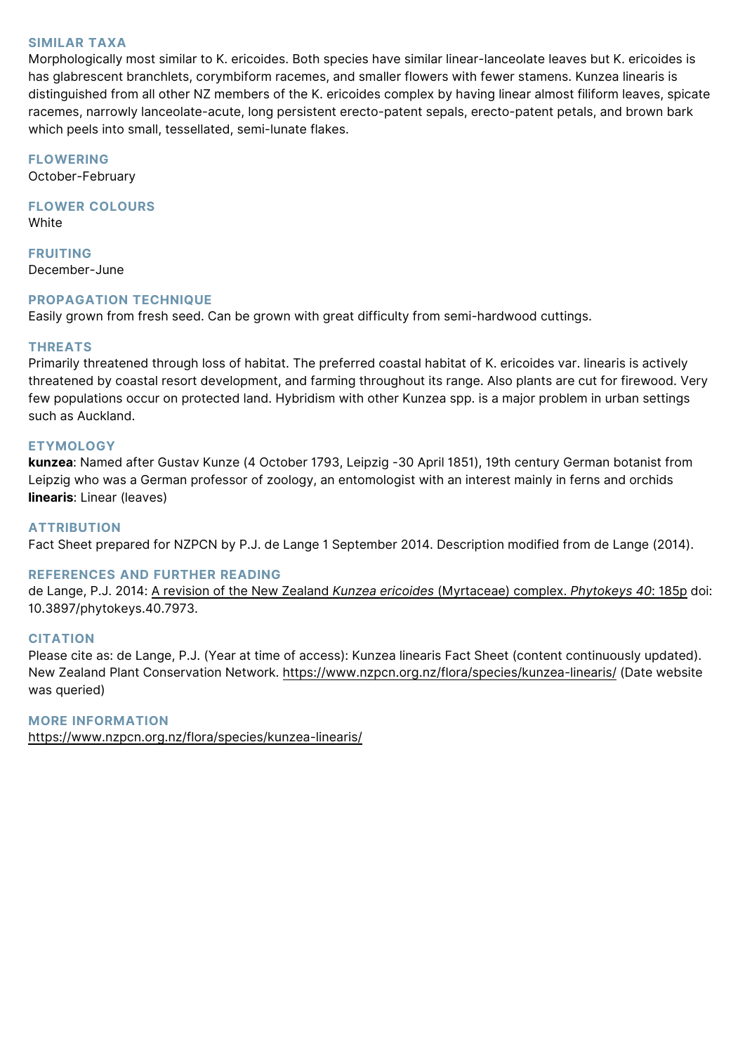## SIMILAR TAXA

Morphologically most similar to K. ericoides. Both species have similar linear-lanceolate leaves but K. ericoides is has glabrescent branchlets, corymbiform racemes, and smaller flowers with fewer stamens. Kunzea linearis is distinguished from all other NZ members of the K. ericoides complex by having linear almost filiform leaves, spicate racemes, narrowly lanceolate-acute, long persistent erecto-patent sepals, erecto-patent petals, and brown bark which peels into small, tessellated, semi-lunate flakes.

## FLOWERING

October-February

## FLOWER COLOURS

White

## FRUITING

December-June

## PROPAGATION TECHNIQUE

Easily grown from fresh seed. Can be grown with great difficulty from semi-hardwood cuttings.

## THREATS

Primarily threatened through loss of habitat. The preferred coastal habitat of K. ericoides var. linearis is actively threatened by coastal resort development, and farming throughout its range. Also plants are cut for firewood. Very few populations occur on protected land. Hybridism with other Kunzea spp. is a major problem in urban settings such as Auckland.

## ETYMOLOGY

**kunzea**: Named after Gustav Kunze (4 October 1793, Leipzig -30 April 1851), 19th century German botanist from Leipzig who was a German professor of zoology, an entomologist with an interest mainly in ferns and orchids
**linearis**: Linear (leaves)

## ATTRIBUTION

Fact Sheet prepared for NZPCN by P.J. de Lange 1 September 2014. Description modified from de Lange (2014).

## REFERENCES AND FURTHER READING

de Lange, P.J. 2014: A revision of the New Zealand *Kunzea ericoides* (Myrtaceae) complex. *Phytokeys 40*: 185p doi: 10.3897/phytokeys.40.7973.

## CITATION

Please cite as: de Lange, P.J. (Year at time of access): Kunzea linearis Fact Sheet (content continuously updated). New Zealand Plant Conservation Network. https://www.nzpcn.org.nz/flora/species/kunzea-linearis/ (Date website was queried)

## MORE INFORMATION

https://www.nzpcn.org.nz/flora/species/kunzea-linearis/